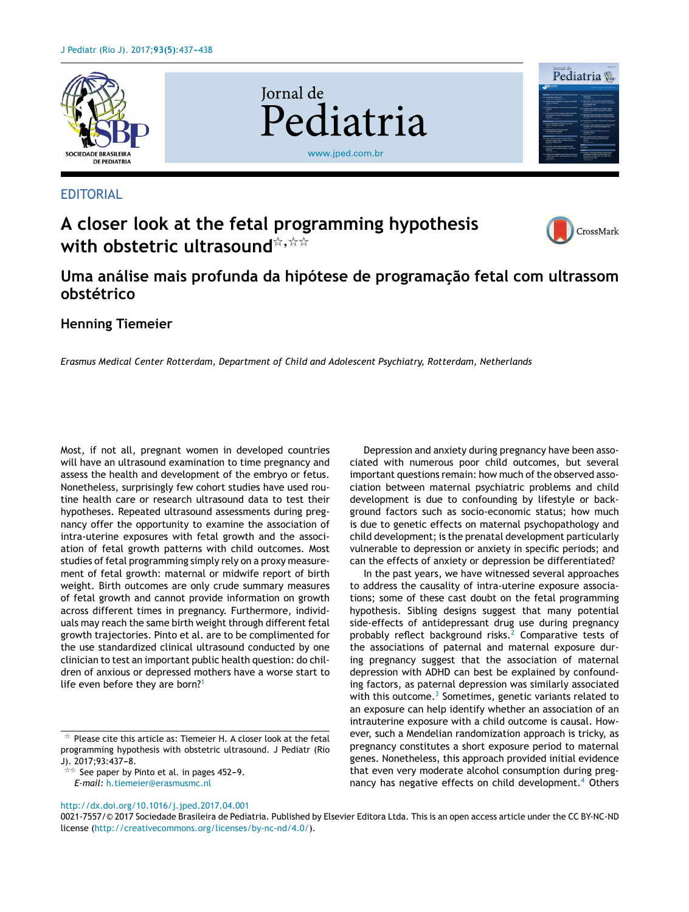EDITORIAL

# A closer look at the fetal programming hypothesis with obstetric ultrasound[☆,☆☆]

## Uma análise mais profunda da hipótese de programação fetal com ultrassom obstétrico

**Henning Tiemeier**

*Erasmus Medical Center Rotterdam, Department of Child and Adolescent Psychiatry, Rotterdam, Netherlands*

Most, if not all, pregnant women in developed countries will have an ultrasound examination to time pregnancy and assess the health and development of the embryo or fetus. Nonetheless, surprisingly few cohort studies have used routine health care or research ultrasound data to test their hypotheses. Repeated ultrasound assessments during pregnancy offer the opportunity to examine the association of intra-uterine exposures with fetal growth and the association of fetal growth patterns with child outcomes. Most studies of fetal programming simply rely on a proxy measurement of fetal growth: maternal or midwife report of birth weight. Birth outcomes are only crude summary measures of fetal growth and cannot provide information on growth across different times in pregnancy. Furthermore, individuals may reach the same birth weight through different fetal growth trajectories. Pinto et al. are to be complimented for the use standardized clinical ultrasound conducted by one clinician to test an important public health question: do children of anxious or depressed mothers have a worse start to life even before they are born?[1]

Depression and anxiety during pregnancy have been associated with numerous poor child outcomes, but several important questions remain: how much of the observed association between maternal psychiatric problems and child development is due to confounding by lifestyle or background factors such as socio-economic status; how much is due to genetic effects on maternal psychopathology and child development; is the prenatal development particularly vulnerable to depression or anxiety in specific periods; and can the effects of anxiety or depression be differentiated?

In the past years, we have witnessed several approaches to address the causality of intra-uterine exposure associations; some of these cast doubt on the fetal programming hypothesis. Sibling designs suggest that many potential side-effects of antidepressant drug use during pregnancy probably reflect background risks.[2] Comparative tests of the associations of paternal and maternal exposure during pregnancy suggest that the association of maternal depression with ADHD can best be explained by confounding factors, as paternal depression was similarly associated with this outcome.[3] Sometimes, genetic variants related to an exposure can help identify whether an association of an intrauterine exposure with a child outcome is causal. However, such a Mendelian randomization approach is tricky, as pregnancy constitutes a short exposure period to maternal genes. Nonetheless, this approach provided initial evidence that even very moderate alcohol consumption during pregnancy has negative effects on child development.[4] Others

[☆] Please cite this article as: Tiemeier H. A closer look at the fetal programming hypothesis with obstetric ultrasound. J Pediatr (Rio J). 2017;93:437–8.

[☆☆] See paper by Pinto et al. in pages 452–9.

*E-mail:* h.tiemeier@erasmusmc.nl

http://dx.doi.org/10.1016/j.jped.2017.04.001

0021-7557/© 2017 Sociedade Brasileira de Pediatria. Published by Elsevier Editora Ltda. This is an open access article under the CC BY-NC-ND license (http://creativecommons.org/licenses/by-nc-nd/4.0/).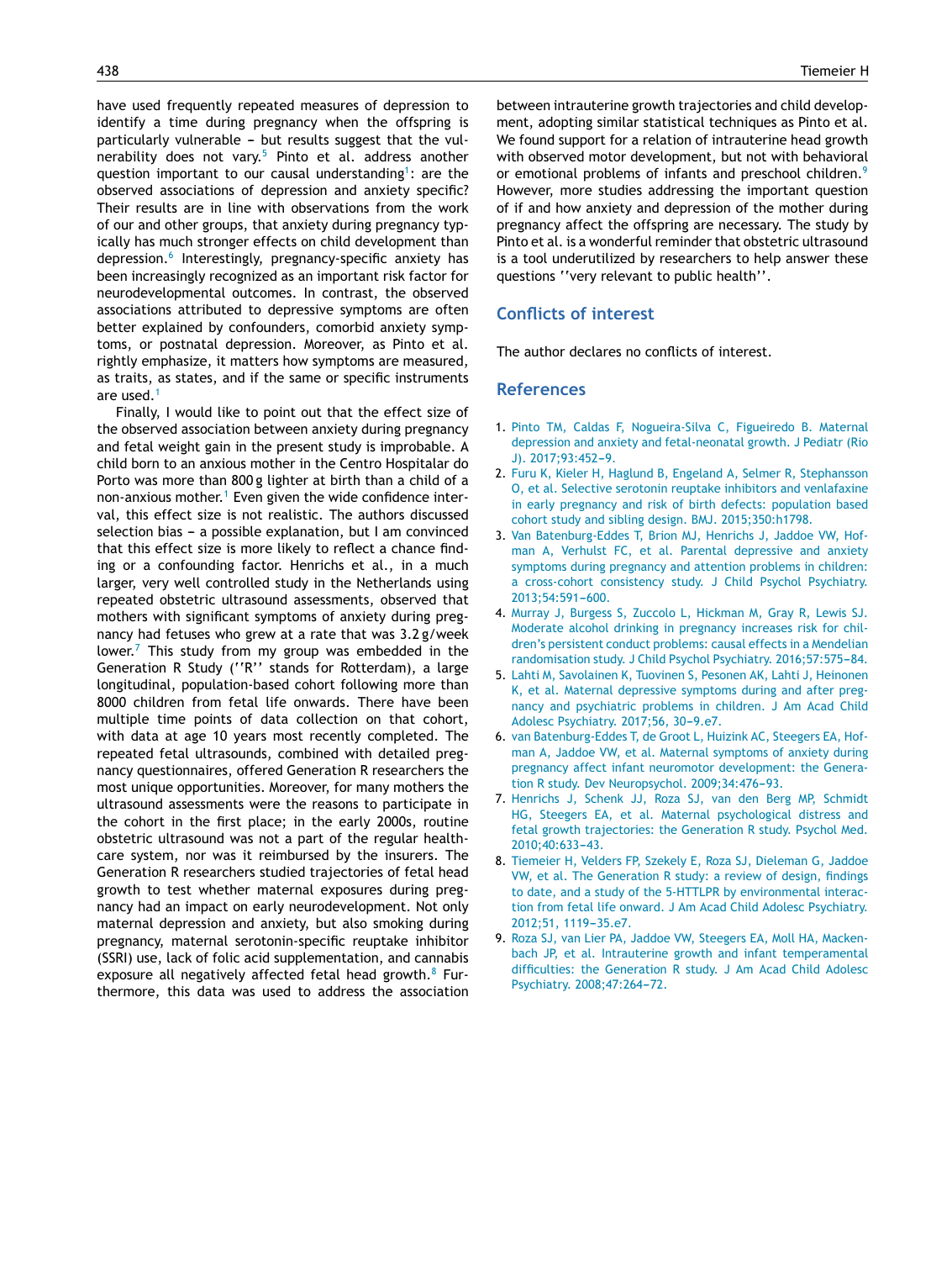have used frequently repeated measures of depression to identify a time during pregnancy when the offspring is particularly vulnerable – but results suggest that the vulnerability does not vary.[5] Pinto et al. address another question important to our causal understanding[1]: are the observed associations of depression and anxiety specific? Their results are in line with observations from the work of our and other groups, that anxiety during pregnancy typically has much stronger effects on child development than depression.[6] Interestingly, pregnancy-specific anxiety has been increasingly recognized as an important risk factor for neurodevelopmental outcomes. In contrast, the observed associations attributed to depressive symptoms are often better explained by confounders, comorbid anxiety symptoms, or postnatal depression. Moreover, as Pinto et al. rightly emphasize, it matters how symptoms are measured, as traits, as states, and if the same or specific instruments are used.[1]

Finally, I would like to point out that the effect size of the observed association between anxiety during pregnancy and fetal weight gain in the present study is improbable. A child born to an anxious mother in the Centro Hospitalar do Porto was more than 800 g lighter at birth than a child of a non-anxious mother.[1] Even given the wide confidence interval, this effect size is not realistic. The authors discussed selection bias – a possible explanation, but I am convinced that this effect size is more likely to reflect a chance finding or a confounding factor. Henrichs et al., in a much larger, very well controlled study in the Netherlands using repeated obstetric ultrasound assessments, observed that mothers with significant symptoms of anxiety during pregnancy had fetuses who grew at a rate that was 3.2 g/week lower.[7] This study from my group was embedded in the Generation R Study (''R'' stands for Rotterdam), a large longitudinal, population-based cohort following more than 8000 children from fetal life onwards. There have been multiple time points of data collection on that cohort, with data at age 10 years most recently completed. The repeated fetal ultrasounds, combined with detailed pregnancy questionnaires, offered Generation R researchers the most unique opportunities. Moreover, for many mothers the ultrasound assessments were the reasons to participate in the cohort in the first place; in the early 2000s, routine obstetric ultrasound was not a part of the regular healthcare system, nor was it reimbursed by the insurers. The Generation R researchers studied trajectories of fetal head growth to test whether maternal exposures during pregnancy had an impact on early neurodevelopment. Not only maternal depression and anxiety, but also smoking during pregnancy, maternal serotonin-specific reuptake inhibitor (SSRI) use, lack of folic acid supplementation, and cannabis exposure all negatively affected fetal head growth.[8] Furthermore, this data was used to address the association between intrauterine growth trajectories and child development, adopting similar statistical techniques as Pinto et al. We found support for a relation of intrauterine head growth with observed motor development, but not with behavioral or emotional problems of infants and preschool children.[9] However, more studies addressing the important question of if and how anxiety and depression of the mother during pregnancy affect the offspring are necessary. The study by Pinto et al. is a wonderful reminder that obstetric ultrasound is a tool underutilized by researchers to help answer these questions ''very relevant to public health''.

## Conflicts of interest

The author declares no conflicts of interest.

## References

1. Pinto TM, Caldas F, Nogueira-Silva C, Figueiredo B. Maternal depression and anxiety and fetal-neonatal growth. J Pediatr (Rio J). 2017;93:452–9.
2. Furu K, Kieler H, Haglund B, Engeland A, Selmer R, Stephansson O, et al. Selective serotonin reuptake inhibitors and venlafaxine in early pregnancy and risk of birth defects: population based cohort study and sibling design. BMJ. 2015;350:h1798.
3. Van Batenburg-Eddes T, Brion MJ, Henrichs J, Jaddoe VW, Hofman A, Verhulst FC, et al. Parental depressive and anxiety symptoms during pregnancy and attention problems in children: a cross-cohort consistency study. J Child Psychol Psychiatry. 2013;54:591–600.
4. Murray J, Burgess S, Zuccolo L, Hickman M, Gray R, Lewis SJ. Moderate alcohol drinking in pregnancy increases risk for children's persistent conduct problems: causal effects in a Mendelian randomisation study. J Child Psychol Psychiatry. 2016;57:575–84.
5. Lahti M, Savolainen K, Tuovinen S, Pesonen AK, Lahti J, Heinonen K, et al. Maternal depressive symptoms during and after pregnancy and psychiatric problems in children. J Am Acad Child Adolesc Psychiatry. 2017;56, 30–9.e7.
6. van Batenburg-Eddes T, de Groot L, Huizink AC, Steegers EA, Hofman A, Jaddoe VW, et al. Maternal symptoms of anxiety during pregnancy affect infant neuromotor development: the Generation R study. Dev Neuropsychol. 2009;34:476–93.
7. Henrichs J, Schenk JJ, Roza SJ, van den Berg MP, Schmidt HG, Steegers EA, et al. Maternal psychological distress and fetal growth trajectories: the Generation R study. Psychol Med. 2010;40:633–43.
8. Tiemeier H, Velders FP, Szekely E, Roza SJ, Dieleman G, Jaddoe VW, et al. The Generation R study: a review of design, findings to date, and a study of the 5-HTTLPR by environmental interaction from fetal life onward. J Am Acad Child Adolesc Psychiatry. 2012;51, 1119–35.e7.
9. Roza SJ, van Lier PA, Jaddoe VW, Steegers EA, Moll HA, Mackenbach JP, et al. Intrauterine growth and infant temperamental difficulties: the Generation R study. J Am Acad Child Adolesc Psychiatry. 2008;47:264–72.